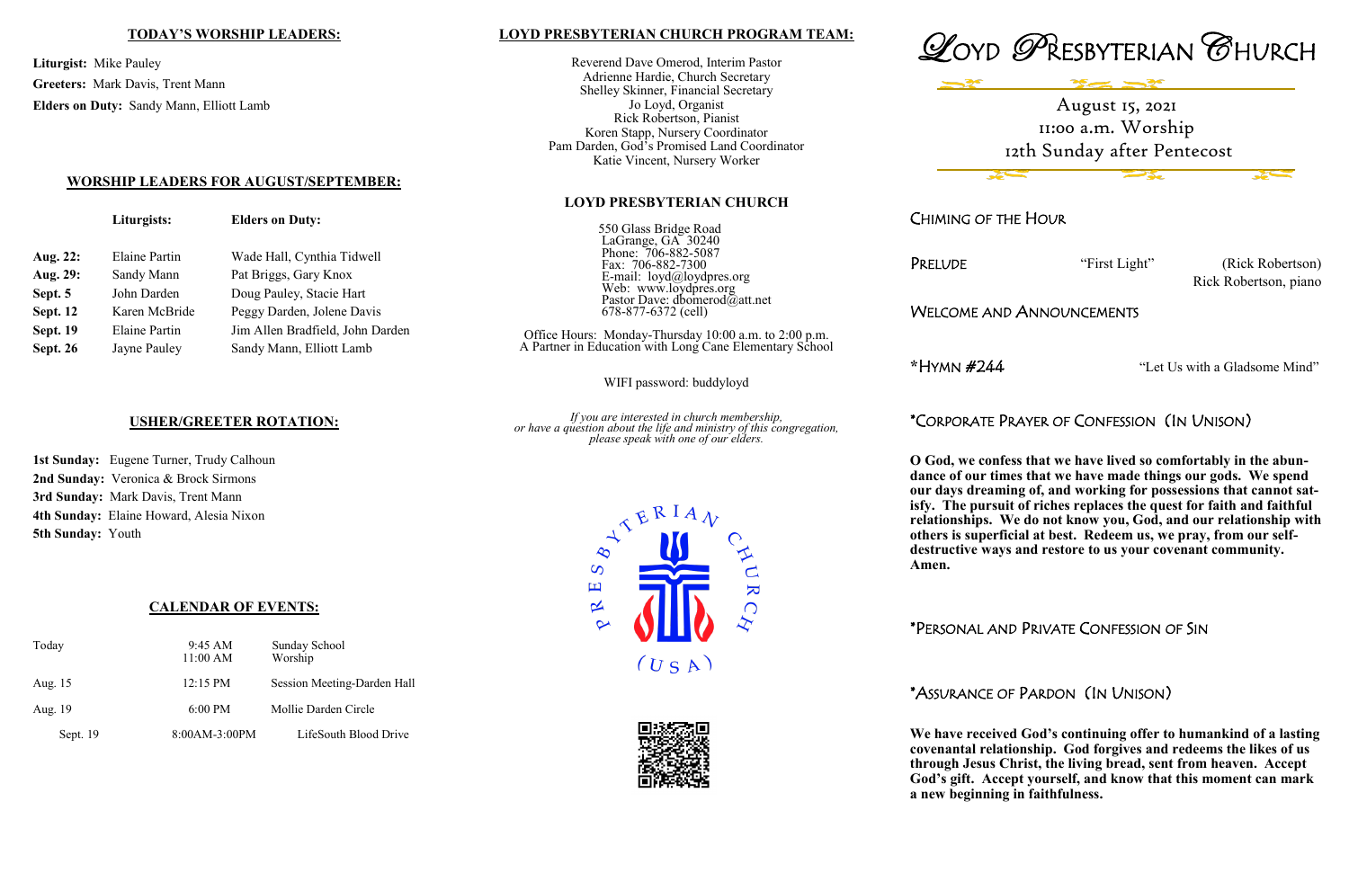## TODAY'S WORSHIP LEADERS:

**Liturgist:** Mike Pauley

**Greeters:** Mark Davis, Trent Mann

**Elders on Duty:** Sandy Mann, Elliott Lamb

## WORSHIP LEADERS FOR AUGUST/SEPTEMBER:

| | Liturgists: | Elders on Duty: |
|---|---|---|
| **Aug. 22:** | Elaine Partin | Wade Hall, Cynthia Tidwell |
| **Aug. 29:** | Sandy Mann | Pat Briggs, Gary Knox |
| **Sept. 5** | John Darden | Doug Pauley, Stacie Hart |
| **Sept. 12** | Karen McBride | Peggy Darden, Jolene Davis |
| **Sept. 19** | Elaine Partin | Jim Allen Bradfield, John Darden |
| **Sept. 26** | Jayne Pauley | Sandy Mann, Elliott Lamb |

## USHER/GREETER ROTATION:

**1st Sunday:** Eugene Turner, Trudy Calhoun

**2nd Sunday:** Veronica & Brock Sirmons

**3rd Sunday:** Mark Davis, Trent Mann

**4th Sunday:** Elaine Howard, Alesia Nixon

**5th Sunday:** Youth

## CALENDAR OF EVENTS:

| | | |
|---|---|---|
| Today | 9:45 AM<br>11:00 AM | Sunday School<br>Worship |
| Aug. 15 | 12:15 PM | Session Meeting-Darden Hall |
| Aug. 19 | 6:00 PM | Mollie Darden Circle |
| Sept. 19 | 8:00AM-3:00PM | LifeSouth Blood Drive |

## LOYD PRESBYTERIAN CHURCH PROGRAM TEAM:

Reverend Dave Omerod, Interim Pastor
Adrienne Hardie, Church Secretary
Shelley Skinner, Financial Secretary
Jo Loyd, Organist
Rick Robertson, Pianist
Koren Stapp, Nursery Coordinator
Pam Darden, God's Promised Land Coordinator
Katie Vincent, Nursery Worker

## LOYD PRESBYTERIAN CHURCH

550 Glass Bridge Road
LaGrange, GA 30240
Phone: 706-882-5087
Fax: 706-882-7300
E-mail: loyd@loydpres.org
Web: www.loydpres.org
Pastor Dave: dbomerod@att.net
678-877-6372 (cell)

Office Hours: Monday-Thursday 10:00 a.m. to 2:00 p.m.
A Partner in Education with Long Cane Elementary School

WIFI password: buddyloyd

*If you are interested in church membership, or have a question about the life and ministry of this congregation, please speak with one of our elders.*

# LOYD PRESBYTERIAN CHURCH

August 15, 2021
11:00 a.m. Worship
12th Sunday after Pentecost

CHIMING OF THE HOUR

PRELUDE "First Light" (Rick Robertson)
Rick Robertson, piano

WELCOME AND ANNOUNCEMENTS

*HYMN #244 "Let Us with a Gladsome Mind"

*CORPORATE PRAYER OF CONFESSION (IN UNISON)

**O God, we confess that we have lived so comfortably in the abundance of our times that we have made things our gods. We spend our days dreaming of, and working for possessions that cannot satisfy. The pursuit of riches replaces the quest for faith and faithful relationships. We do not know you, God, and our relationship with others is superficial at best. Redeem us, we pray, from our self-destructive ways and restore to us your covenant community. Amen.**

*PERSONAL AND PRIVATE CONFESSION OF SIN

*ASSURANCE OF PARDON (IN UNISON)

**We have received God's continuing offer to humankind of a lasting covenantal relationship. God forgives and redeems the likes of us through Jesus Christ, the living bread, sent from heaven. Accept God's gift. Accept yourself, and know that this moment can mark a new beginning in faithfulness.**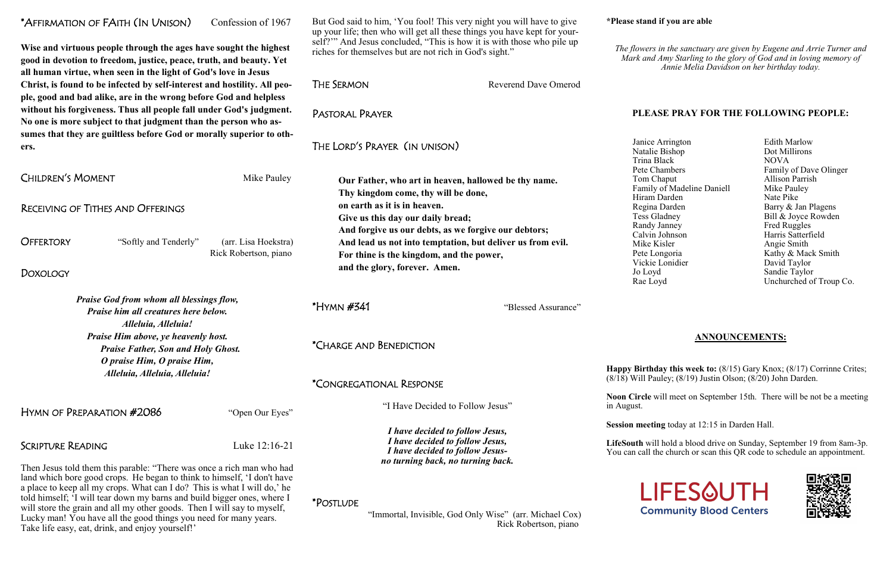## *Affirmation of Faith (In Unison) — Confession of 1967

**Wise and virtuous people through the ages have sought the highest good in devotion to freedom, justice, peace, truth, and beauty. Yet all human virtue, when seen in the light of God's love in Jesus Christ, is found to be infected by self-interest and hostility. All people, good and bad alike, are in the wrong before God and helpless without his forgiveness. Thus all people fall under God's judgment. No one is more subject to that judgment than the person who assumes that they are guiltless before God or morally superior to others.**

## Children's Moment — Mike Pauley

## Receiving of Tithes and Offerings

## Offertory — "Softly and Tenderly" (arr. Lisa Hoekstra)
Rick Robertson, piano

## Doxology

***Praise God from whom all blessings flow,***
***Praise him all creatures here below.***
***Alleluia, Alleluia!***
***Praise Him above, ye heavenly host.***
***Praise Father, Son and Holy Ghost.***
***O praise Him, O praise Him,***
***Alleluia, Alleluia, Alleluia!***

## Hymn of Preparation #2086 — "Open Our Eyes"

## Scripture Reading — Luke 12:16-21

Then Jesus told them this parable: "There was once a rich man who had land which bore good crops. He began to think to himself, 'I don't have a place to keep all my crops. What can I do? This is what I will do,' he told himself; 'I will tear down my barns and build bigger ones, where I will store the grain and all my other goods. Then I will say to myself, Lucky man! You have all the good things you need for many years. Take life easy, eat, drink, and enjoy yourself!' But God said to him, 'You fool! This very night you will have to give up your life; then who will get all these things you have kept for yourself?'" And Jesus concluded, "This is how it is with those who pile up riches for themselves but are not rich in God's sight."

## The Sermon — Reverend Dave Omerod

## Pastoral Prayer

## The Lord's Prayer (In Unison)

**Our Father, who art in heaven, hallowed be thy name.**
**Thy kingdom come, thy will be done,**
**on earth as it is in heaven.**
**Give us this day our daily bread;**
**And forgive us our debts, as we forgive our debtors;**
**And lead us not into temptation, but deliver us from evil.**
**For thine is the kingdom, and the power,**
**and the glory, forever. Amen.**

## *Hymn #341 — "Blessed Assurance"

## *Charge and Benediction

## *Congregational Response

"I Have Decided to Follow Jesus"

***I have decided to follow Jesus,***
***I have decided to follow Jesus,***
***I have decided to follow Jesus-***
***no turning back, no turning back.***

## *Postlude

"Immortal, Invisible, God Only Wise" (arr. Michael Cox)
Rick Robertson, piano

**\*Please stand if you are able**

*The flowers in the sanctuary are given by Eugene and Arrie Turner and Mark and Amy Starling to the glory of God and in loving memory of Annie Melia Davidson on her birthday today.*

## PLEASE PRAY FOR THE FOLLOWING PEOPLE:

| | |
|---|---|
| Janice Arrington | Edith Marlow |
| Natalie Bishop | Dot Millirons |
| Trina Black | NOVA |
| Pete Chambers | Family of Dave Olinger |
| Tom Chaput | Allison Parrish |
| Family of Madeline Daniell | Mike Pauley |
| Hiram Darden | Nate Pike |
| Regina Darden | Barry & Jan Plagens |
| Tess Gladney | Bill & Joyce Rowden |
| Randy Janney | Fred Ruggles |
| Calvin Johnson | Harris Satterfield |
| Mike Kisler | Angie Smith |
| Pete Longoria | Kathy & Mack Smith |
| Vickie Lonidier | David Taylor |
| Jo Loyd | Sandie Taylor |
| Rae Loyd | Unchurched of Troup Co. |

## ANNOUNCEMENTS:

**Happy Birthday this week to:** (8/15) Gary Knox; (8/17) Corrinne Crites; (8/18) Will Pauley; (8/19) Justin Olson; (8/20) John Darden.

**Noon Circle** will meet on September 15th. There will be not be a meeting in August.

**Session meeting** today at 12:15 in Darden Hall.

**LifeSouth** will hold a blood drive on Sunday, September 19 from 8am-3p. You can call the church or scan this QR code to schedule an appointment.

LIFESOUTH
Community Blood Centers